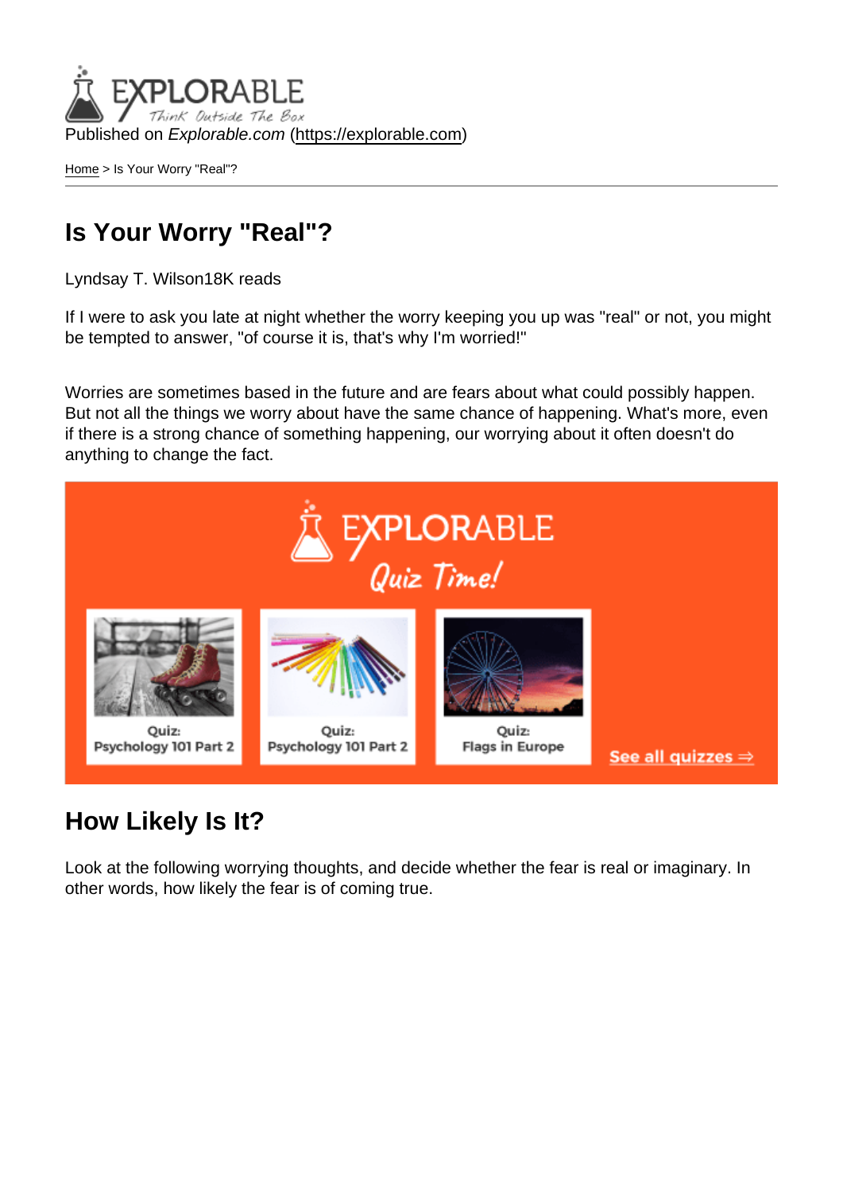Published on *Explorable.com* (https://explorable.com)

Home > Is Your Worry "Real"?

# Is Your Worry "Real"?

Lyndsay T. Wilson18K reads

If I were to ask you late at night whether the worry keeping you up was "real" or not, you might be tempted to answer, "of course it is, that's why I'm worried!"

Worries are sometimes based in the future and are fears about what could possibly happen. But not all the things we worry about have the same chance of happening. What's more, even if there is a strong chance of something happening, our worrying about it often doesn't do anything to change the fact.

## How Likely Is It?

Look at the following worrying thoughts, and decide whether the fear is real or imaginary. In other words, how likely the fear is of coming true.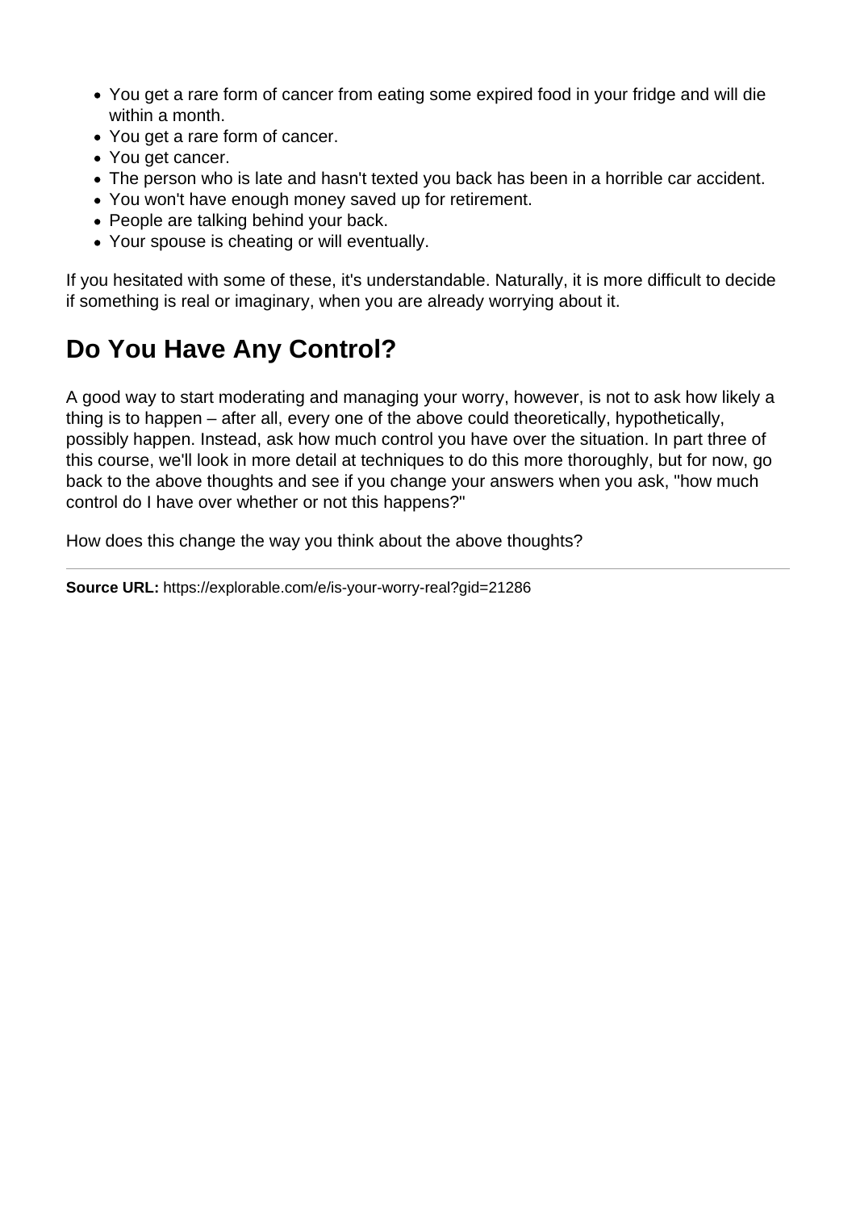- You get a rare form of cancer from eating some expired food in your fridge and will die within a month.
- You get a rare form of cancer.
- You get cancer.
- The person who is late and hasn't texted you back has been in a horrible car accident.
- You won't have enough money saved up for retirement.
- People are talking behind your back.
- Your spouse is cheating or will eventually.

If you hesitated with some of these, it's understandable. Naturally, it is more difficult to decide if something is real or imaginary, when you are already worrying about it.

## Do You Have Any Control?

A good way to start moderating and managing your worry, however, is not to ask how likely a thing is to happen – after all, every one of the above could theoretically, hypothetically, possibly happen. Instead, ask how much control you have over the situation. In part three of this course, we'll look in more detail at techniques to do this more thoroughly, but for now, go back to the above thoughts and see if you change your answers when you ask, "how much control do I have over whether or not this happens?"

How does this change the way you think about the above thoughts?

---

**Source URL:** https://explorable.com/e/is-your-worry-real?gid=21286